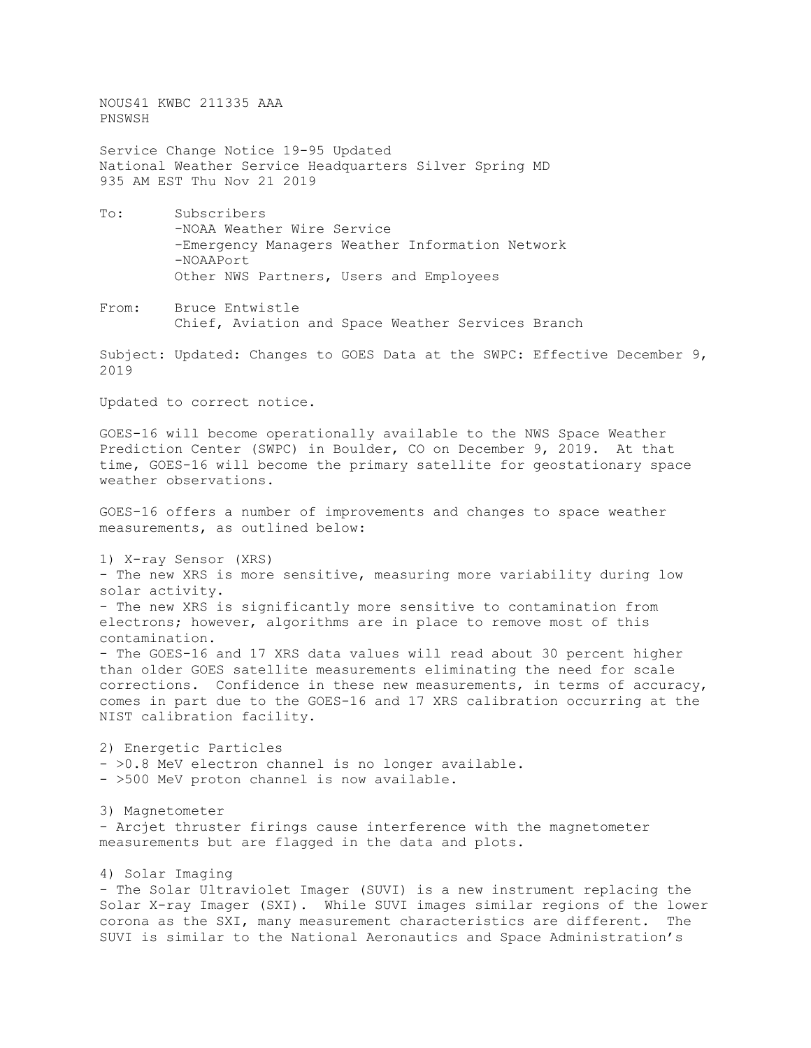NOUS41 KWBC 211335 AAA
PNSWSH

Service Change Notice 19-95 Updated
National Weather Service Headquarters Silver Spring MD
935 AM EST Thu Nov 21 2019

To: Subscribers
-NOAA Weather Wire Service
-Emergency Managers Weather Information Network
-NOAAPort
Other NWS Partners, Users and Employees

From: Bruce Entwistle
Chief, Aviation and Space Weather Services Branch

Subject: Updated: Changes to GOES Data at the SWPC: Effective December 9, 2019

Updated to correct notice.

GOES-16 will become operationally available to the NWS Space Weather Prediction Center (SWPC) in Boulder, CO on December 9, 2019. At that time, GOES-16 will become the primary satellite for geostationary space weather observations.

GOES-16 offers a number of improvements and changes to space weather measurements, as outlined below:

1) X-ray Sensor (XRS)
- The new XRS is more sensitive, measuring more variability during low solar activity.
- The new XRS is significantly more sensitive to contamination from electrons; however, algorithms are in place to remove most of this contamination.
- The GOES-16 and 17 XRS data values will read about 30 percent higher than older GOES satellite measurements eliminating the need for scale corrections. Confidence in these new measurements, in terms of accuracy, comes in part due to the GOES-16 and 17 XRS calibration occurring at the NIST calibration facility.

2) Energetic Particles
- >0.8 MeV electron channel is no longer available.
- >500 MeV proton channel is now available.

3) Magnetometer
- Arcjet thruster firings cause interference with the magnetometer measurements but are flagged in the data and plots.

4) Solar Imaging
- The Solar Ultraviolet Imager (SUVI) is a new instrument replacing the Solar X-ray Imager (SXI). While SUVI images similar regions of the lower corona as the SXI, many measurement characteristics are different. The SUVI is similar to the National Aeronautics and Space Administration's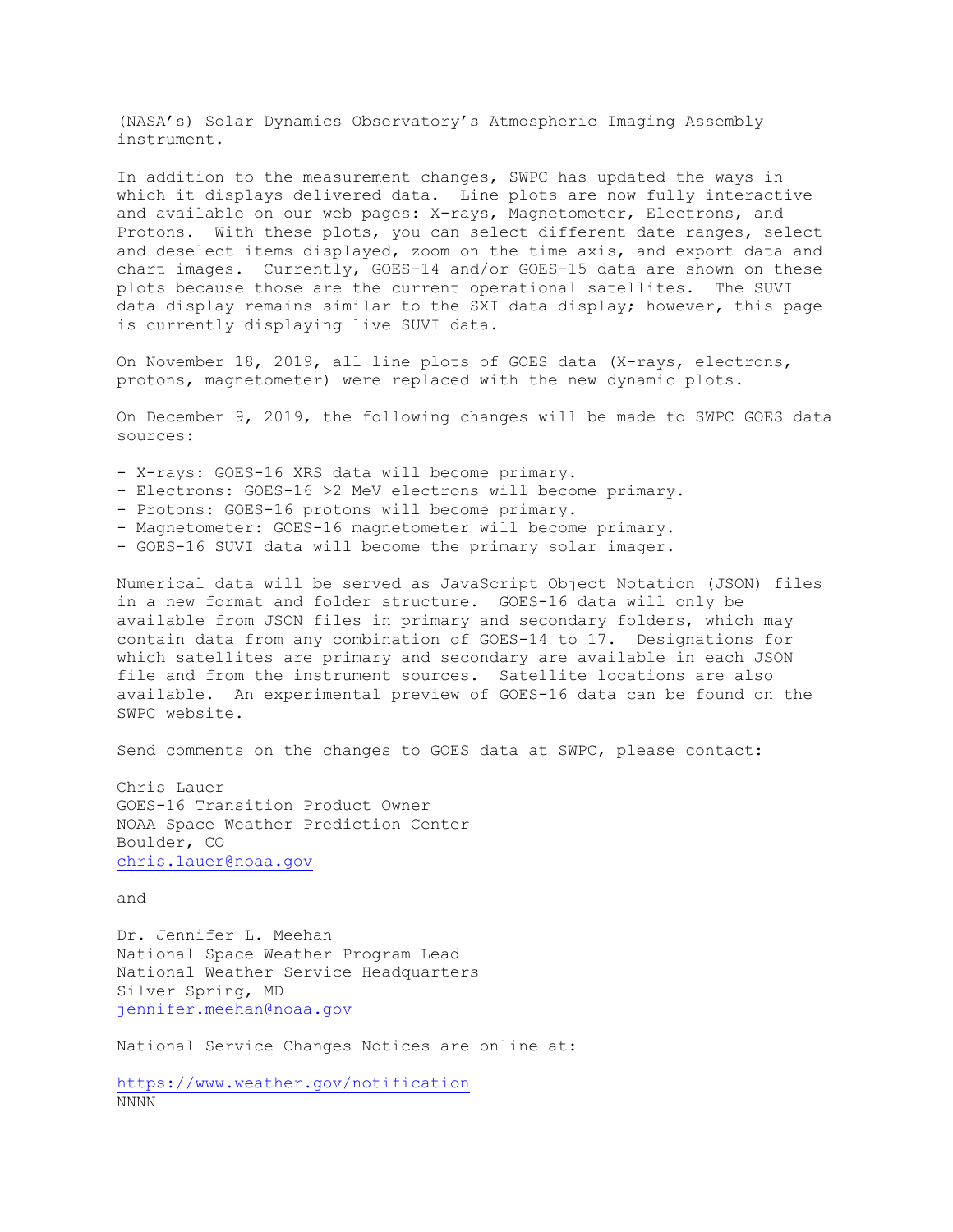(NASA's) Solar Dynamics Observatory's Atmospheric Imaging Assembly instrument.

In addition to the measurement changes, SWPC has updated the ways in which it displays delivered data. Line plots are now fully interactive and available on our web pages: X-rays, Magnetometer, Electrons, and Protons. With these plots, you can select different date ranges, select and deselect items displayed, zoom on the time axis, and export data and chart images. Currently, GOES-14 and/or GOES-15 data are shown on these plots because those are the current operational satellites. The SUVI data display remains similar to the SXI data display; however, this page is currently displaying live SUVI data.

On November 18, 2019, all line plots of GOES data (X-rays, electrons, protons, magnetometer) were replaced with the new dynamic plots.

On December 9, 2019, the following changes will be made to SWPC GOES data sources:

- X-rays: GOES-16 XRS data will become primary.
- Electrons: GOES-16 >2 MeV electrons will become primary.
- Protons: GOES-16 protons will become primary.
- Magnetometer: GOES-16 magnetometer will become primary.
- GOES-16 SUVI data will become the primary solar imager.

Numerical data will be served as JavaScript Object Notation (JSON) files in a new format and folder structure. GOES-16 data will only be available from JSON files in primary and secondary folders, which may contain data from any combination of GOES-14 to 17. Designations for which satellites are primary and secondary are available in each JSON file and from the instrument sources. Satellite locations are also available. An experimental preview of GOES-16 data can be found on the SWPC website.

Send comments on the changes to GOES data at SWPC, please contact:

Chris Lauer
GOES-16 Transition Product Owner
NOAA Space Weather Prediction Center
Boulder, CO
chris.lauer@noaa.gov

and

Dr. Jennifer L. Meehan
National Space Weather Program Lead
National Weather Service Headquarters
Silver Spring, MD
jennifer.meehan@noaa.gov

National Service Changes Notices are online at:

https://www.weather.gov/notification
NNNN